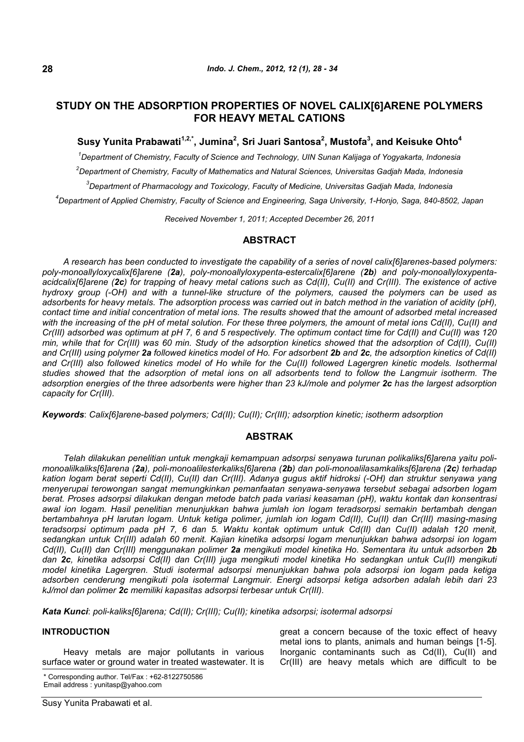# STUDY ON THE ADSORPTION PROPERTIES OF NOVEL CALIX[6]ARENE POLYMERS FOR HEAVY METAL CATIONS

**Susy Yunita Prabawati[1,2,*], Jumina[2], Sri Juari Santosa[2], Mustofa[3], and Keisuke Ohto[4]**

[1]*Department of Chemistry, Faculty of Science and Technology, UIN Sunan Kalijaga of Yogyakarta, Indonesia*

[2]*Department of Chemistry, Faculty of Mathematics and Natural Sciences, Universitas Gadjah Mada, Indonesia*

[3]*Department of Pharmacology and Toxicology, Faculty of Medicine, Universitas Gadjah Mada, Indonesia*

[4]*Department of Applied Chemistry, Faculty of Science and Engineering, Saga University, 1-Honjo, Saga, 840-8502, Japan*

*Received November 1, 2011; Accepted December 26, 2011*

## ABSTRACT

*A research has been conducted to investigate the capability of a series of novel calix[6]arenes-based polymers: poly-monoallyloxycalix[6]arene (**2a**), poly-monoallyloxypenta-estercalix[6]arene (**2b**) and poly-monoallyloxypenta-acidcalix[6]arene (**2c**) for trapping of heavy metal cations such as Cd(II), Cu(II) and Cr(III). The existence of active hydroxy group (-OH) and with a tunnel-like structure of the polymers, caused the polymers can be used as adsorbents for heavy metals. The adsorption process was carried out in batch method in the variation of acidity (pH), contact time and initial concentration of metal ions. The results showed that the amount of adsorbed metal increased with the increasing of the pH of metal solution. For these three polymers, the amount of metal ions Cd(II), Cu(II) and Cr(III) adsorbed was optimum at pH 7, 6 and 5 respectively. The optimum contact time for Cd(II) and Cu(II) was 120 min, while that for Cr(III) was 60 min. Study of the adsorption kinetics showed that the adsorption of Cd(II), Cu(II) and Cr(III) using polymer **2a** followed kinetics model of Ho. For adsorbent **2b** and **2c**, the adsorption kinetics of Cd(II) and Cr(III) also followed kinetics model of Ho while for the Cu(II) followed Lagergren kinetic models. Isothermal studies showed that the adsorption of metal ions on all adsorbents tend to follow the Langmuir isotherm. The adsorption energies of the three adsorbents were higher than 23 kJ/mole and polymer **2c** has the largest adsorption capacity for Cr(III).*

***Keywords***: *Calix[6]arene-based polymers; Cd(II); Cu(II); Cr(III); adsorption kinetic; isotherm adsorption*

## ABSTRAK

*Telah dilakukan penelitian untuk mengkaji kemampuan adsorpsi senyawa turunan polikaliks[6]arena yaitu poli-monoalilkaliks[6]arena (**2a**), poli-monoalilesterkaliks[6]arena (**2b**) dan poli-monoalilasamkaliks[6]arena (**2c**) terhadap kation logam berat seperti Cd(II), Cu(II) dan Cr(III). Adanya gugus aktif hidroksi (-OH) dan struktur senyawa yang menyerupai terowongan sangat memungkinkan pemanfaatan senyawa-senyawa tersebut sebagai adsorben logam berat. Proses adsorpsi dilakukan dengan metode batch pada variasi keasaman (pH), waktu kontak dan konsentrasi awal ion logam. Hasil penelitian menunjukkan bahwa jumlah ion logam teradsorpsi semakin bertambah dengan bertambahnya pH larutan logam. Untuk ketiga polimer, jumlah ion logam Cd(II), Cu(II) dan Cr(III) masing-masing teradsorpsi optimum pada pH 7, 6 dan 5. Waktu kontak optimum untuk Cd(II) dan Cu(II) adalah 120 menit, sedangkan untuk Cr(III) adalah 60 menit. Kajian kinetika adsorpsi logam menunjukkan bahwa adsorpsi ion logam Cd(II), Cu(II) dan Cr(III) menggunakan polimer **2a** mengikuti model kinetika Ho. Sementara itu untuk adsorben **2b** dan **2c**, kinetika adsorpsi Cd(II) dan Cr(III) juga mengikuti model kinetika Ho sedangkan untuk Cu(II) mengikuti model kinetika Lagergren. Studi isotermal adsorpsi menunjukkan bahwa pola adsorpsi ion logam pada ketiga adsorben cenderung mengikuti pola isotermal Langmuir. Energi adsorpsi ketiga adsorben adalah lebih dari 23 kJ/mol dan polimer **2c** memiliki kapasitas adsorpsi terbesar untuk Cr(III).*

***Kata Kunci***: *poli-kaliks[6]arena; Cd(II); Cr(III); Cu(II); kinetika adsorpsi; isotermal adsorpsi*

## INTRODUCTION

Heavy metals are major pollutants in various surface water or ground water in treated wastewater. It is great a concern because of the toxic effect of heavy metal ions to plants, animals and human beings [1-5]. Inorganic contaminants such as Cd(II), Cu(II) and Cr(III) are heavy metals which are difficult to be

\* Corresponding author. Tel/Fax : +62-8122750586
Email address : yunitasp@yahoo.com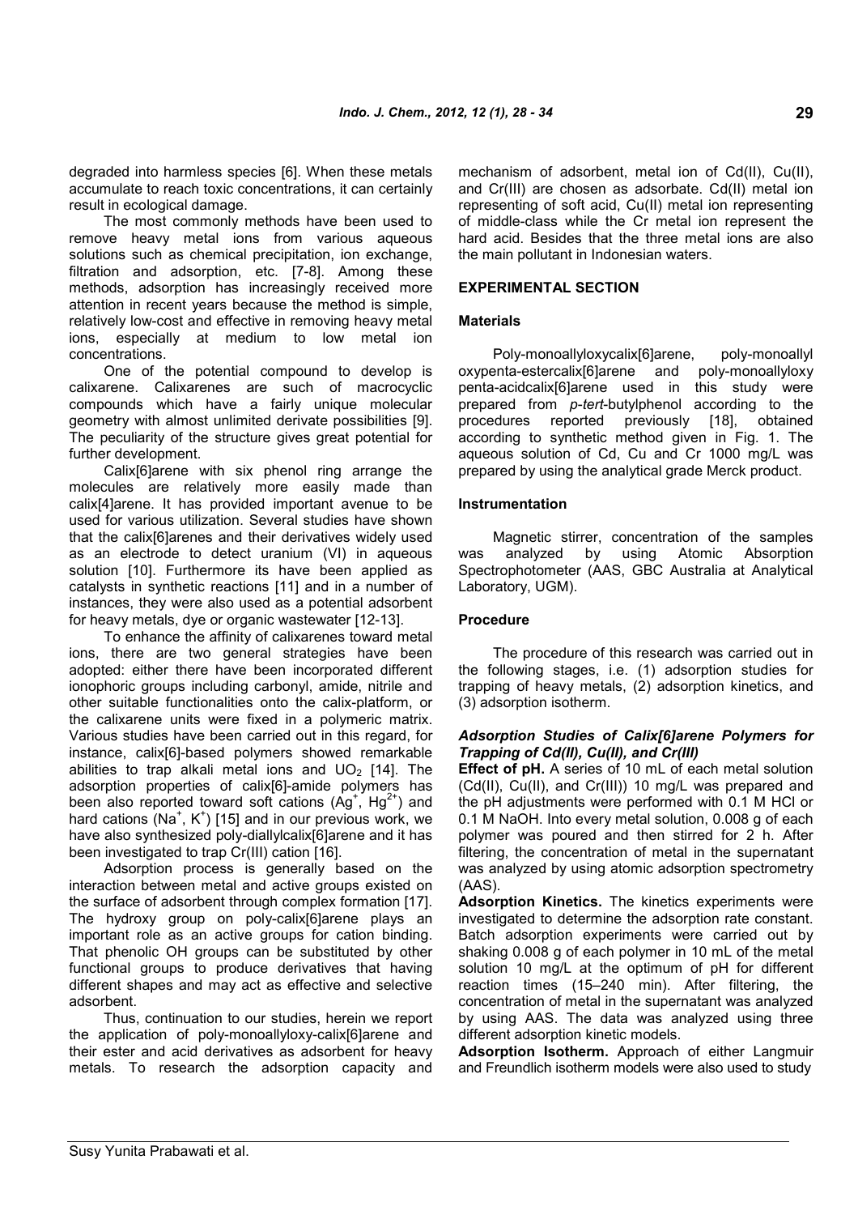degraded into harmless species [6]. When these metals accumulate to reach toxic concentrations, it can certainly result in ecological damage.

The most commonly methods have been used to remove heavy metal ions from various aqueous solutions such as chemical precipitation, ion exchange, filtration and adsorption, etc. [7-8]. Among these methods, adsorption has increasingly received more attention in recent years because the method is simple, relatively low-cost and effective in removing heavy metal ions, especially at medium to low metal ion concentrations.

One of the potential compound to develop is calixarene. Calixarenes are such of macrocyclic compounds which have a fairly unique molecular geometry with almost unlimited derivate possibilities [9]. The peculiarity of the structure gives great potential for further development.

Calix[6]arene with six phenol ring arrange the molecules are relatively more easily made than calix[4]arene. It has provided important avenue to be used for various utilization. Several studies have shown that the calix[6]arenes and their derivatives widely used as an electrode to detect uranium (VI) in aqueous solution [10]. Furthermore its have been applied as catalysts in synthetic reactions [11] and in a number of instances, they were also used as a potential adsorbent for heavy metals, dye or organic wastewater [12-13].

To enhance the affinity of calixarenes toward metal ions, there are two general strategies have been adopted: either there have been incorporated different ionophoric groups including carbonyl, amide, nitrile and other suitable functionalities onto the calix-platform, or the calixarene units were fixed in a polymeric matrix. Various studies have been carried out in this regard, for instance, calix[6]-based polymers showed remarkable abilities to trap alkali metal ions and $UO_2$ [14]. The adsorption properties of calix[6]-amide polymers has been also reported toward soft cations ($Ag^+$, $Hg^{2+}$) and hard cations ($Na^+$, $K^+$) [15] and in our previous work, we have also synthesized poly-diallylcalix[6]arene and it has been investigated to trap Cr(III) cation [16].

Adsorption process is generally based on the interaction between metal and active groups existed on the surface of adsorbent through complex formation [17]. The hydroxy group on poly-calix[6]arene plays an important role as an active groups for cation binding. That phenolic OH groups can be substituted by other functional groups to produce derivatives that having different shapes and may act as effective and selective adsorbent.

Thus, continuation to our studies, herein we report the application of poly-monoallyloxy-calix[6]arene and their ester and acid derivatives as adsorbent for heavy metals. To research the adsorption capacity and mechanism of adsorbent, metal ion of Cd(II), Cu(II), and Cr(III) are chosen as adsorbate. Cd(II) metal ion representing of soft acid, Cu(II) metal ion representing of middle-class while the Cr metal ion represent the hard acid. Besides that the three metal ions are also the main pollutant in Indonesian waters.

## EXPERIMENTAL SECTION

### Materials

Poly-monoallyloxycalix[6]arene, poly-monoallyl oxypenta-estercalix[6]arene and poly-monoallyloxy penta-acidcalix[6]arene used in this study were prepared from *p-tert*-butylphenol according to the procedures reported previously [18], obtained according to synthetic method given in Fig. 1. The aqueous solution of Cd, Cu and Cr 1000 mg/L was prepared by using the analytical grade Merck product.

### Instrumentation

Magnetic stirrer, concentration of the samples was analyzed by using Atomic Absorption Spectrophotometer (AAS, GBC Australia at Analytical Laboratory, UGM).

### Procedure

The procedure of this research was carried out in the following stages, i.e. (1) adsorption studies for trapping of heavy metals, (2) adsorption kinetics, and (3) adsorption isotherm.

#### *Adsorption Studies of Calix[6]arene Polymers for Trapping of Cd(II), Cu(II), and Cr(III)*

**Effect of pH.** A series of 10 mL of each metal solution (Cd(II), Cu(II), and Cr(III)) 10 mg/L was prepared and the pH adjustments were performed with 0.1 M HCl or 0.1 M NaOH. Into every metal solution, 0.008 g of each polymer was poured and then stirred for 2 h. After filtering, the concentration of metal in the supernatant was analyzed by using atomic adsorption spectrometry (AAS).

**Adsorption Kinetics.** The kinetics experiments were investigated to determine the adsorption rate constant. Batch adsorption experiments were carried out by shaking 0.008 g of each polymer in 10 mL of the metal solution 10 mg/L at the optimum of pH for different reaction times (15–240 min). After filtering, the concentration of metal in the supernatant was analyzed by using AAS. The data was analyzed using three different adsorption kinetic models.

**Adsorption Isotherm.** Approach of either Langmuir and Freundlich isotherm models were also used to study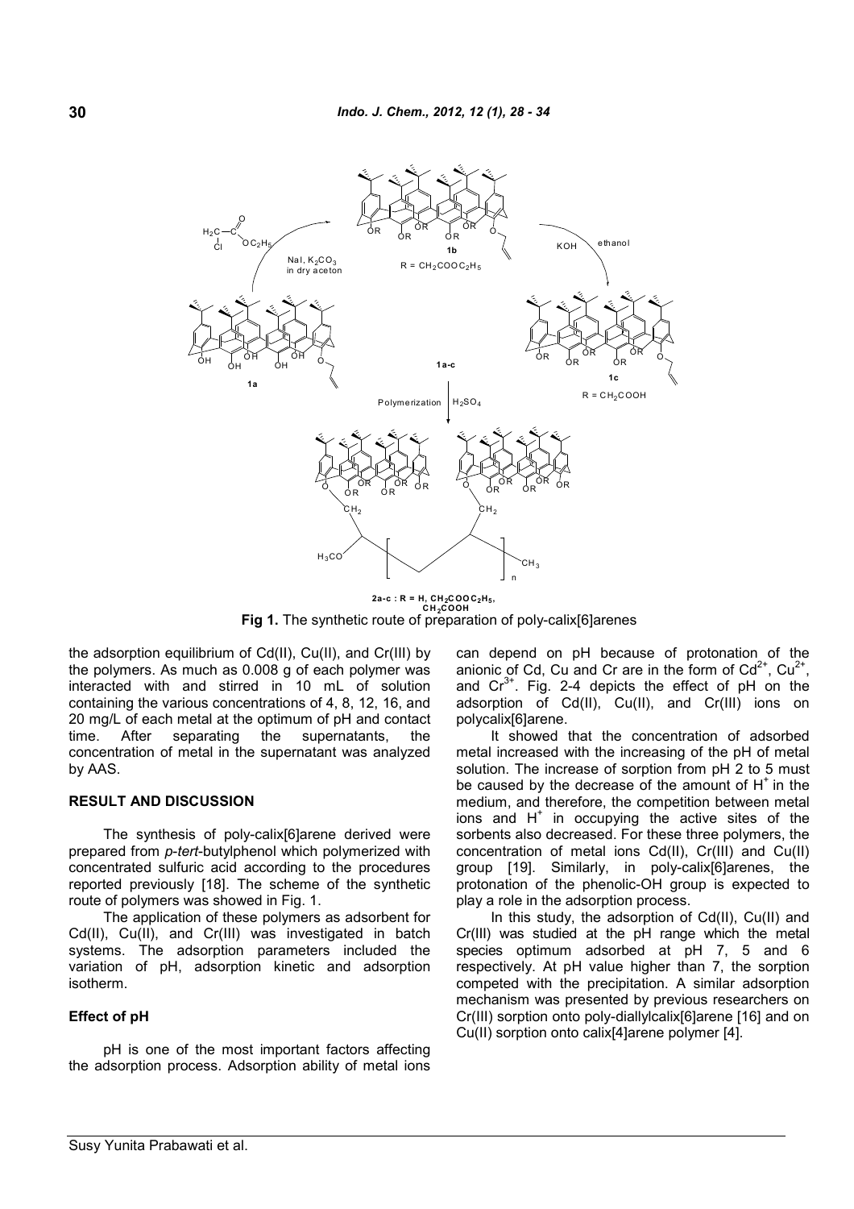**Fig 1.** The synthetic route of preparation of poly-calix[6]arenes

the adsorption equilibrium of Cd(II), Cu(II), and Cr(III) by the polymers. As much as 0.008 g of each polymer was interacted with and stirred in 10 mL of solution containing the various concentrations of 4, 8, 12, 16, and 20 mg/L of each metal at the optimum of pH and contact time. After separating the supernatants, the concentration of metal in the supernatant was analyzed by AAS.

## RESULT AND DISCUSSION

The synthesis of poly-calix[6]arene derived were prepared from *p-tert*-butylphenol which polymerized with concentrated sulfuric acid according to the procedures reported previously [18]. The scheme of the synthetic route of polymers was showed in Fig. 1.

The application of these polymers as adsorbent for Cd(II), Cu(II), and Cr(III) was investigated in batch systems. The adsorption parameters included the variation of pH, adsorption kinetic and adsorption isotherm.

### Effect of pH

pH is one of the most important factors affecting the adsorption process. Adsorption ability of metal ions can depend on pH because of protonation of the anionic of Cd, Cu and Cr are in the form of $Cd^{2+}$, $Cu^{2+}$, and $Cr^{3+}$. Fig. 2-4 depicts the effect of pH on the adsorption of Cd(II), Cu(II), and Cr(III) ions on polycalix[6]arene.

It showed that the concentration of adsorbed metal increased with the increasing of the pH of metal solution. The increase of sorption from pH 2 to 5 must be caused by the decrease of the amount of $H^+$ in the medium, and therefore, the competition between metal ions and $H^+$ in occupying the active sites of the sorbents also decreased. For these three polymers, the concentration of metal ions Cd(II), Cr(III) and Cu(II) group [19]. Similarly, in poly-calix[6]arenes, the protonation of the phenolic-OH group is expected to play a role in the adsorption process.

In this study, the adsorption of Cd(II), Cu(II) and Cr(III) was studied at the pH range which the metal species optimum adsorbed at pH 7, 5 and 6 respectively. At pH value higher than 7, the sorption competed with the precipitation. A similar adsorption mechanism was presented by previous researchers on Cr(III) sorption onto poly-diallylcalix[6]arene [16] and on Cu(II) sorption onto calix[4]arene polymer [4].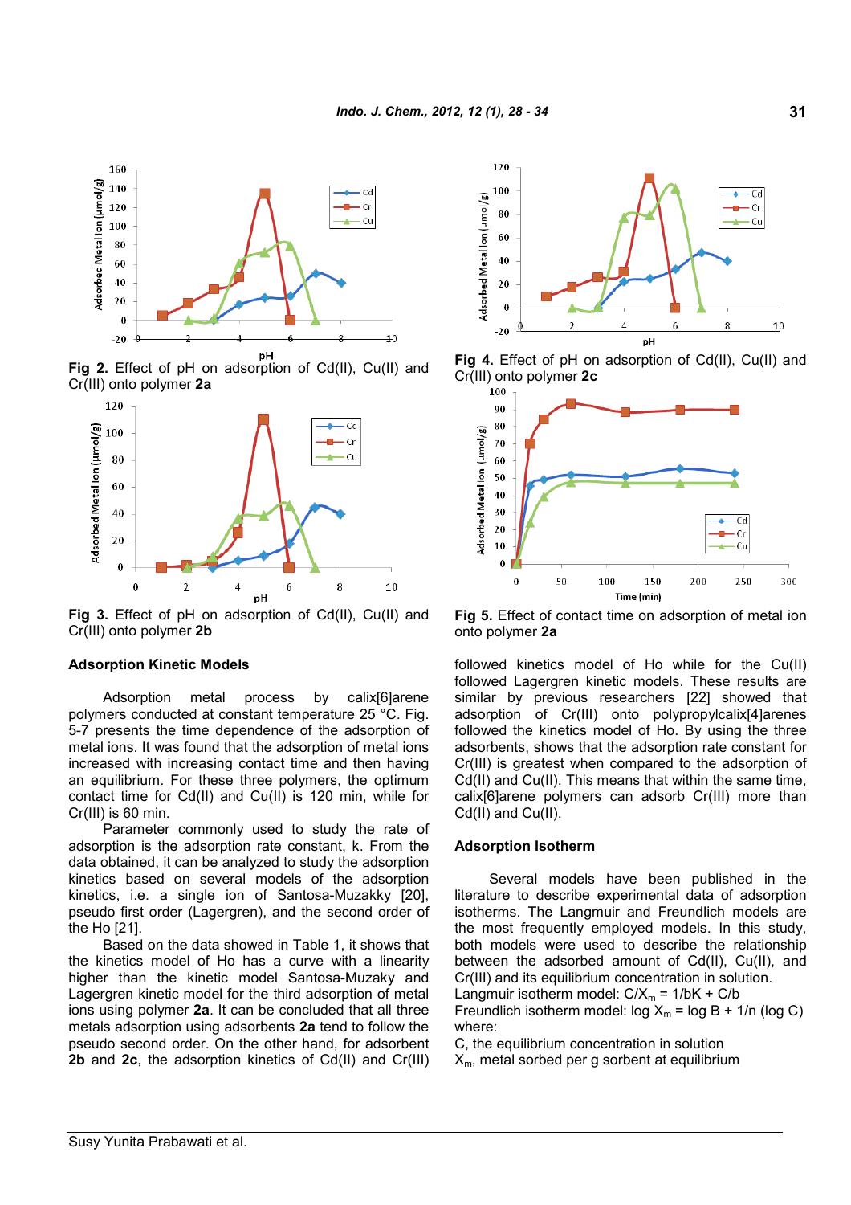Fig 2. Effect of pH on adsorption of Cd(II), Cu(II) and Cr(III) onto polymer **2a**

Fig 3. Effect of pH on adsorption of Cd(II), Cu(II) and Cr(III) onto polymer **2b**

Fig 4. Effect of pH on adsorption of Cd(II), Cu(II) and Cr(III) onto polymer **2c**

Fig 5. Effect of contact time on adsorption of metal ion onto polymer **2a**

### Adsorption Kinetic Models

Adsorption metal process by calix[6]arene polymers conducted at constant temperature 25 °C. Fig. 5-7 presents the time dependence of the adsorption of metal ions. It was found that the adsorption of metal ions increased with increasing contact time and then having an equilibrium. For these three polymers, the optimum contact time for Cd(II) and Cu(II) is 120 min, while for Cr(III) is 60 min.

Parameter commonly used to study the rate of adsorption is the adsorption rate constant, k. From the data obtained, it can be analyzed to study the adsorption kinetics based on several models of the adsorption kinetics, i.e. a single ion of Santosa-Muzakky [20], pseudo first order (Lagergren), and the second order of the Ho [21].

Based on the data showed in Table 1, it shows that the kinetics model of Ho has a curve with a linearity higher than the kinetic model Santosa-Muzaky and Lagergren kinetic model for the third adsorption of metal ions using polymer **2a**. It can be concluded that all three metals adsorption using adsorbents **2a** tend to follow the pseudo second order. On the other hand, for adsorbent **2b** and **2c**, the adsorption kinetics of Cd(II) and Cr(III) followed kinetics model of Ho while for the Cu(II) followed Lagergren kinetic models. These results are similar by previous researchers [22] showed that adsorption of Cr(III) onto polypropylcalix[4]arenes followed the kinetics model of Ho. By using the three adsorbents, shows that the adsorption rate constant for Cr(III) is greatest when compared to the adsorption of Cd(II) and Cu(II). This means that within the same time, calix[6]arene polymers can adsorb Cr(III) more than Cd(II) and Cu(II).

### Adsorption Isotherm

Several models have been published in the literature to describe experimental data of adsorption isotherms. The Langmuir and Freundlich models are the most frequently employed models. In this study, both models were used to describe the relationship between the adsorbed amount of Cd(II), Cu(II), and Cr(III) and its equilibrium concentration in solution.

Langmuir isotherm model: $C/X_m = 1/bK + C/b$

Freundlich isotherm model: $\log X_m = \log B + 1/n (\log C)$

where:

C, the equilibrium concentration in solution

$X_m$, metal sorbed per g sorbent at equilibrium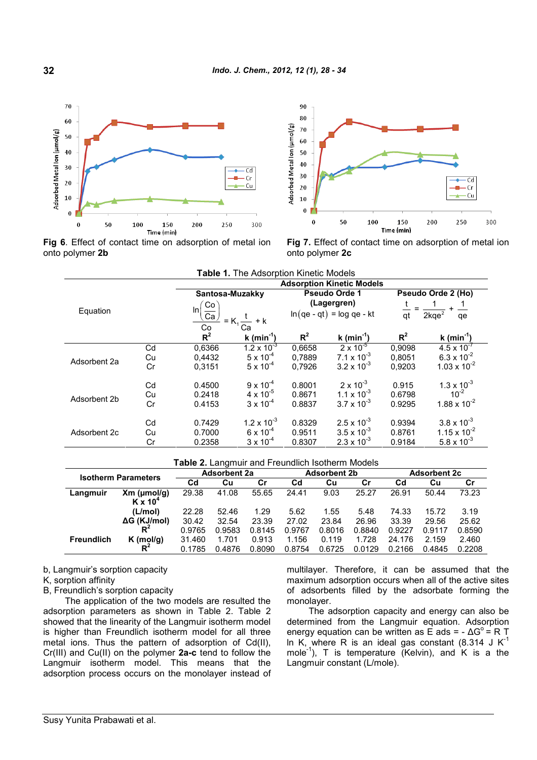Fig 6. Effect of contact time on adsorption of metal ion onto polymer **2b**

Fig 7. Effect of contact time on adsorption of metal ion onto polymer **2c**

**Table 1.** The Adsorption Kinetic Models

| | | Adsorption Kinetic Models | | | | | |
|---|---|---|---|---|---|---|---|
| | | Santosa-Muzakky | | Pseudo Orde 1 (Lagergren) | | Pseudo Orde 2 (Ho) | |
| Equation | | $\ln\left(\frac{Co}{Ca}\right) = K_1 \frac{t}{Ca} + k$ | | $\ln(qe - qt) = \log qe - kt$ | | $\frac{t}{qt} = \frac{1}{2kqe^2} + \frac{1}{qe}$ | |
| | | $R^2$ | k ($min^{-1}$) | $R^2$ | k ($min^{-1}$) | $R^2$ | k ($min^{-1}$) |
| Adsorbent 2a | Cd | 0,6366 | $1.2 \times 10^{-3}$ | 0,6658 | $2 \times 10^{-5}$ | 0,9098 | $4.5 \times 10^{-7}$ |
| | Cu | 0,4432 | $5 \times 10^{-4}$ | 0,7889 | $7.1 \times 10^{-3}$ | 0,8051 | $6.3 \times 10^{-2}$ |
| | Cr | 0,3151 | $5 \times 10^{-4}$ | 0,7926 | $3.2 \times 10^{-3}$ | 0,9203 | $1.03 \times 10^{-2}$ |
| Adsorbent 2b | Cd | 0.4500 | $9 \times 10^{-4}$ | 0.8001 | $2 \times 10^{-3}$ | 0.915 | $1.3 \times 10^{-3}$ |
| | Cu | 0.2418 | $4 \times 10^{-5}$ | 0.8671 | $1.1 \times 10^{-3}$ | 0.6798 | $10^{-2}$ |
| | Cr | 0.4153 | $3 \times 10^{-4}$ | 0.8837 | $3.7 \times 10^{-3}$ | 0.9295 | $1.88 \times 10^{-2}$ |
| Adsorbent 2c | Cd | 0.7429 | $1.2 \times 10^{-3}$ | 0.8329 | $2.5 \times 10^{-3}$ | 0.9394 | $3.8 \times 10^{-3}$ |
| | Cu | 0.7000 | $6 \times 10^{-4}$ | 0.9511 | $3.5 \times 10^{-3}$ | 0.8761 | $1.15 \times 10^{-2}$ |
| | Cr | 0.2358 | $3 \times 10^{-4}$ | 0.8307 | $2.3 \times 10^{-3}$ | 0.9184 | $5.8 \times 10^{-3}$ |

**Table 2.** Langmuir and Freundlich Isotherm Models

| Isotherm Parameters | | Adsorbent 2a | | | Adsorbent 2b | | | Adsorbent 2c | | |
|---|---|---|---|---|---|---|---|---|---|---|
| | | Cd | Cu | Cr | Cd | Cu | Cr | Cd | Cu | Cr |
| Langmuir | Xm (μmol/g) | 29.38 | 41.08 | 55.65 | 24.41 | 9.03 | 25.27 | 26.91 | 50.44 | 73.23 |
| | $K \times 10^4$ (L/mol) | 22.28 | 52.46 | 1.29 | 5.62 | 1.55 | 5.48 | 74.33 | 15.72 | 3.19 |
| | ΔG (KJ/mol) | 30.42 | 32.54 | 23.39 | 27.02 | 23.84 | 26.96 | 33.39 | 29.56 | 25.62 |
| | $R^2$ | 0.9765 | 0.9583 | 0.8145 | 0.9767 | 0.8016 | 0.8840 | 0.9227 | 0.9117 | 0.8590 |
| Freundlich | K (mol/g) | 31.460 | 1.701 | 0.913 | 1.156 | 0.119 | 1.728 | 24.176 | 2.159 | 2.460 |
| | $R^2$ | 0.1785 | 0.4876 | 0.8090 | 0.8754 | 0.6725 | 0.0129 | 0.2166 | 0.4845 | 0.2208 |

b, Langmuir's sorption capacity
K, sorption affinity
B, Freundlich's sorption capacity

The application of the two models are resulted the adsorption parameters as shown in Table 2. Table 2 showed that the linearity of the Langmuir isotherm model is higher than Freundlich isotherm model for all three metal ions. Thus the pattern of adsorption of Cd(II), Cr(III) and Cu(II) on the polymer **2a-c** tend to follow the Langmuir isotherm model. This means that the adsorption process occurs on the monolayer instead of multilayer. Therefore, it can be assumed that the maximum adsorption occurs when all of the active sites of adsorbents filled by the adsorbate forming the monolayer.

The adsorption capacity and energy can also be determined from the Langmuir equation. Adsorption energy equation can be written as $E\ ads = -\Delta G^o = R\ T \ln K$, where R is an ideal gas constant (8.314 J $K^{-1}$ $mole^{-1}$), T is temperature (Kelvin), and K is a the Langmuir constant (L/mole).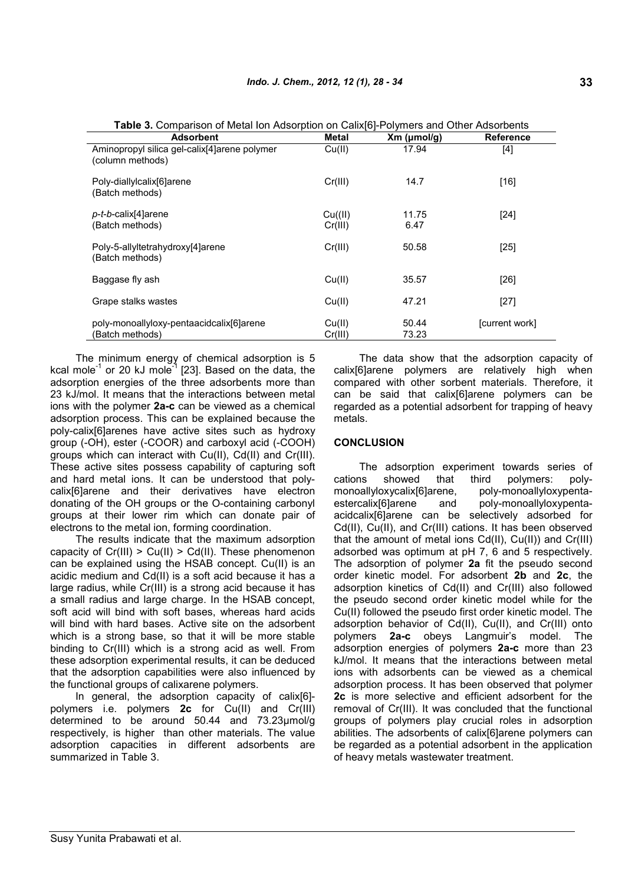**Table 3.** Comparison of Metal Ion Adsorption on Calix[6]-Polymers and Other Adsorbents

| Adsorbent | Metal | Xm (µmol/g) | Reference |
|---|---|---|---|
| Aminopropyl silica gel-calix[4]arene polymer (column methods) | Cu(II) | 17.94 | [4] |
| Poly-diallylcalix[6]arene (Batch methods) | Cr(III) | 14.7 | [16] |
| *p-t-b*-calix[4]arene (Batch methods) | Cu((II)<br>Cr(III) | 11.75<br>6.47 | [24] |
| Poly-5-allyltetrahydroxy[4]arene (Batch methods) | Cr(III) | 50.58 | [25] |
| Baggase fly ash | Cu(II) | 35.57 | [26] |
| Grape stalks wastes | Cu(II) | 47.21 | [27] |
| poly-monoallyloxy-pentaacidcalix[6]arene (Batch methods) | Cu(II)<br>Cr(III) | 50.44<br>73.23 | [current work] |

The minimum energy of chemical adsorption is 5 kcal mole$^{-1}$ or 20 kJ mole$^{-1}$ [23]. Based on the data, the adsorption energies of the three adsorbents more than 23 kJ/mol. It means that the interactions between metal ions with the polymer **2a-c** can be viewed as a chemical adsorption process. This can be explained because the poly-calix[6]arenes have active sites such as hydroxy group (-OH), ester (-COOR) and carboxyl acid (-COOH) groups which can interact with Cu(II), Cd(II) and Cr(III). These active sites possess capability of capturing soft and hard metal ions. It can be understood that poly-calix[6]arene and their derivatives have electron donating of the OH groups or the O-containing carbonyl groups at their lower rim which can donate pair of electrons to the metal ion, forming coordination.

The results indicate that the maximum adsorption capacity of Cr(III) > Cu(II) > Cd(II). These phenomenon can be explained using the HSAB concept. Cu(II) is an acidic medium and Cd(II) is a soft acid because it has a large radius, while Cr(III) is a strong acid because it has a small radius and large charge. In the HSAB concept, soft acid will bind with soft bases, whereas hard acids will bind with hard bases. Active site on the adsorbent which is a strong base, so that it will be more stable binding to Cr(III) which is a strong acid as well. From these adsorption experimental results, it can be deduced that the adsorption capabilities were also influenced by the functional groups of calixarene polymers.

In general, the adsorption capacity of calix[6]-polymers i.e. polymers **2c** for Cu(II) and Cr(III) determined to be around 50.44 and 73.23µmol/g respectively, is higher than other materials. The value adsorption capacities in different adsorbents are summarized in Table 3.

The data show that the adsorption capacity of calix[6]arene polymers are relatively high when compared with other sorbent materials. Therefore, it can be said that calix[6]arene polymers can be regarded as a potential adsorbent for trapping of heavy metals.

## CONCLUSION

The adsorption experiment towards series of cations showed that third polymers: poly-monoallyloxycalix[6]arene, poly-monoallyloxypenta-estercalix[6]arene and poly-monoallyloxypenta-acidcalix[6]arene can be selectively adsorbed for Cd(II), Cu(II), and Cr(III) cations. It has been observed that the amount of metal ions Cd(II), Cu(II)) and Cr(III) adsorbed was optimum at pH 7, 6 and 5 respectively. The adsorption of polymer **2a** fit the pseudo second order kinetic model. For adsorbent **2b** and **2c**, the adsorption kinetics of Cd(II) and Cr(III) also followed the pseudo second order kinetic model while for the Cu(II) followed the pseudo first order kinetic model. The adsorption behavior of Cd(II), Cu(II), and Cr(III) onto polymers **2a-c** obeys Langmuir's model. The adsorption energies of polymers **2a-c** more than 23 kJ/mol. It means that the interactions between metal ions with adsorbents can be viewed as a chemical adsorption process. It has been observed that polymer **2c** is more selective and efficient adsorbent for the removal of Cr(III). It was concluded that the functional groups of polymers play crucial roles in adsorption abilities. The adsorbents of calix[6]arene polymers can be regarded as a potential adsorbent in the application of heavy metals wastewater treatment.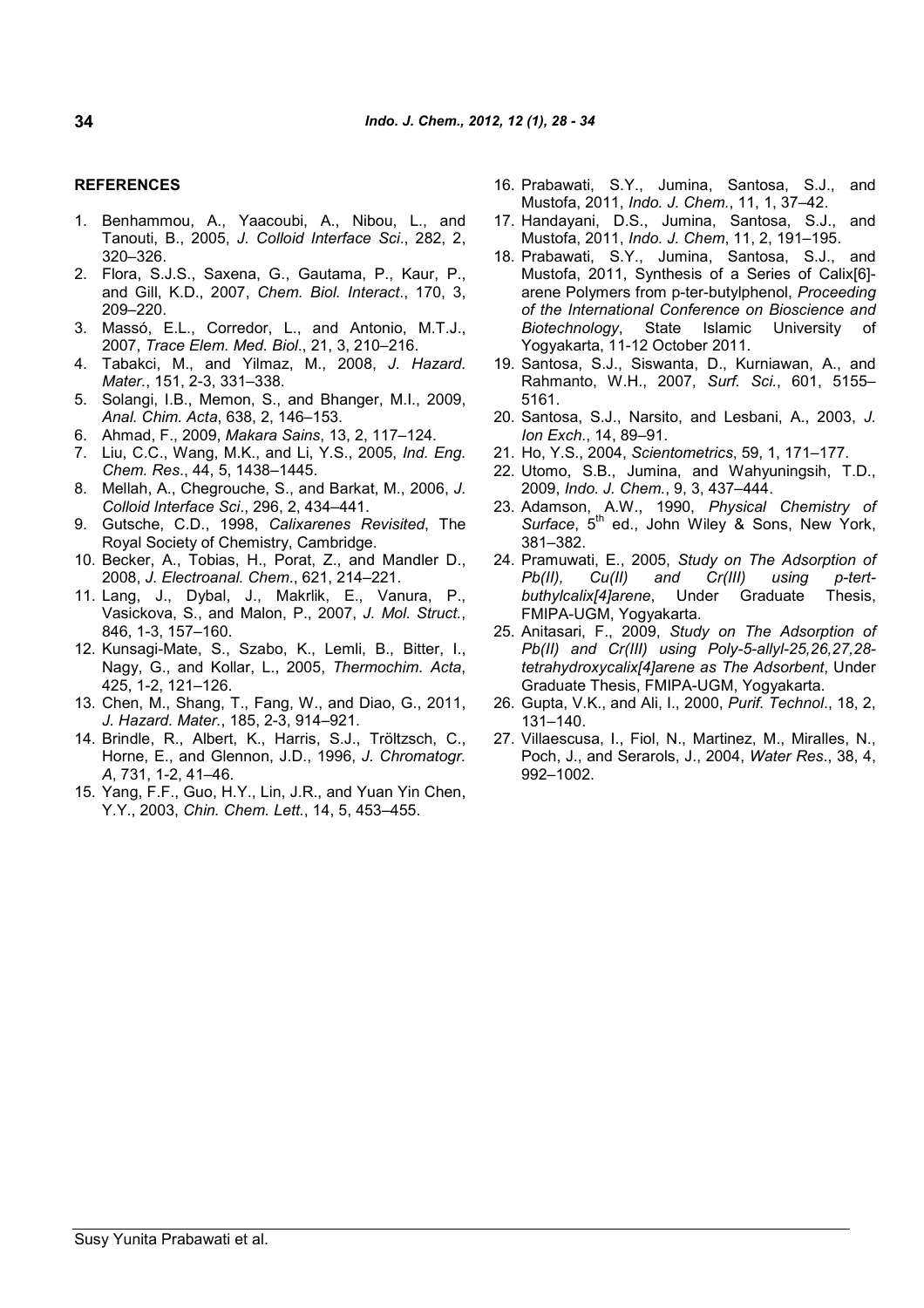## REFERENCES

1. Benhammou, A., Yaacoubi, A., Nibou, L., and Tanouti, B., 2005, *J. Colloid Interface Sci*., 282, 2, 320–326.
2. Flora, S.J.S., Saxena, G., Gautama, P., Kaur, P., and Gill, K.D., 2007, *Chem. Biol. Interact*., 170, 3, 209–220.
3. Massó, E.L., Corredor, L., and Antonio, M.T.J., 2007, *Trace Elem. Med. Biol*., 21, 3, 210–216.
4. Tabakci, M., and Yilmaz, M., 2008, *J. Hazard. Mater.*, 151, 2-3, 331–338.
5. Solangi, I.B., Memon, S., and Bhanger, M.I., 2009, *Anal. Chim. Acta*, 638, 2, 146–153.
6. Ahmad, F., 2009, *Makara Sains*, 13, 2, 117–124.
7. Liu, C.C., Wang, M.K., and Li, Y.S., 2005, *Ind. Eng. Chem. Res*., 44, 5, 1438–1445.
8. Mellah, A., Chegrouche, S., and Barkat, M., 2006, *J. Colloid Interface Sci*., 296, 2, 434–441.
9. Gutsche, C.D., 1998, *Calixarenes Revisited*, The Royal Society of Chemistry, Cambridge.
10. Becker, A., Tobias, H., Porat, Z., and Mandler D., 2008, *J. Electroanal. Chem*., 621, 214–221.
11. Lang, J., Dybal, J., Makrlik, E., Vanura, P., Vasickova, S., and Malon, P., 2007, *J. Mol. Struct.*, 846, 1-3, 157–160.
12. Kunsagi-Mate, S., Szabo, K., Lemli, B., Bitter, I., Nagy, G., and Kollar, L., 2005, *Thermochim. Acta*, 425, 1-2, 121–126.
13. Chen, M., Shang, T., Fang, W., and Diao, G., 2011, *J. Hazard. Mater.*, 185, 2-3, 914–921.
14. Brindle, R., Albert, K., Harris, S.J., Tröltzsch, C., Horne, E., and Glennon, J.D., 1996, *J. Chromatogr. A*, 731, 1-2, 41–46.
15. Yang, F.F., Guo, H.Y., Lin, J.R., and Yuan Yin Chen, Y.Y., 2003, *Chin. Chem. Lett.*, 14, 5, 453–455.
16. Prabawati, S.Y., Jumina, Santosa, S.J., and Mustofa, 2011, *Indo. J. Chem.*, 11, 1, 37–42.
17. Handayani, D.S., Jumina, Santosa, S.J., and Mustofa, 2011, *Indo. J. Chem*, 11, 2, 191–195.
18. Prabawati, S.Y., Jumina, Santosa, S.J., and Mustofa, 2011, Synthesis of a Series of Calix[6]-arene Polymers from p-ter-butylphenol, *Proceeding of the International Conference on Bioscience and Biotechnology*, State Islamic University of Yogyakarta, 11-12 October 2011.
19. Santosa, S.J., Siswanta, D., Kurniawan, A., and Rahmanto, W.H., 2007, *Surf. Sci.*, 601, 5155–5161.
20. Santosa, S.J., Narsito, and Lesbani, A., 2003, *J. Ion Exch*., 14, 89–91.
21. Ho, Y.S., 2004, *Scientometrics*, 59, 1, 171–177.
22. Utomo, S.B., Jumina, and Wahyuningsih, T.D., 2009, *Indo. J. Chem.*, 9, 3, 437–444.
23. Adamson, A.W., 1990, *Physical Chemistry of Surface*, 5th ed., John Wiley & Sons, New York, 381–382.
24. Pramuwati, E., 2005, *Study on The Adsorption of Pb(II), Cu(II) and Cr(III) using p-tert-buthylcalix[4]arene*, Under Graduate Thesis, FMIPA-UGM, Yogyakarta.
25. Anitasari, F., 2009, *Study on The Adsorption of Pb(II) and Cr(III) using Poly-5-allyl-25,26,27,28-tetrahydroxycalix[4]arene as The Adsorbent*, Under Graduate Thesis, FMIPA-UGM, Yogyakarta.
26. Gupta, V.K., and Ali, I., 2000, *Purif. Technol*., 18, 2, 131–140.
27. Villaescusa, I., Fiol, N., Martinez, M., Miralles, N., Poch, J., and Serarols, J., 2004, *Water Res*., 38, 4, 992–1002.